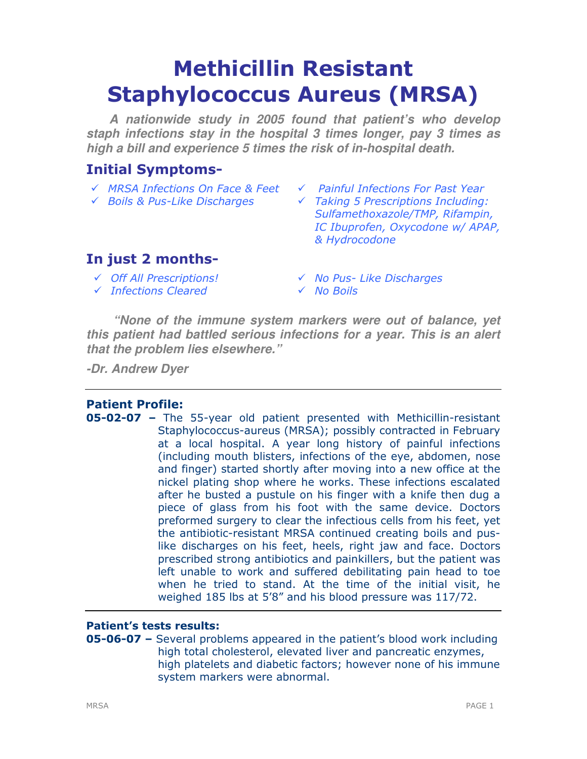# Methicillin Resistant Staphylococcus Aureus (MRSA)

***A nationwide study in 2005 found that patient's who develop staph infections stay in the hospital 3 times longer, pay 3 times as high a bill and experience 5 times the risk of in-hospital death.***

## Initial Symptoms-

- ✓ *MRSA Infections On Face & Feet*
- ✓ *Boils & Pus-Like Discharges*
- ✓ *Painful Infections For Past Year*
- ✓ *Taking 5 Prescriptions Including: Sulfamethoxazole/TMP, Rifampin, IC Ibuprofen, Oxycodone w/ APAP, & Hydrocodone*

## In just 2 months-

- ✓ *Off All Prescriptions!*
- ✓ *Infections Cleared*
- ✓ *No Pus- Like Discharges*
- ✓ *No Boils*

***"None of the immune system markers were out of balance, yet this patient had battled serious infections for a year. This is an alert that the problem lies elsewhere."***

***-Dr. Andrew Dyer***

---

### Patient Profile:

**05-02-07 –** The 55-year old patient presented with Methicillin-resistant Staphylococcus-aureus (MRSA); possibly contracted in February at a local hospital. A year long history of painful infections (including mouth blisters, infections of the eye, abdomen, nose and finger) started shortly after moving into a new office at the nickel plating shop where he works. These infections escalated after he busted a pustule on his finger with a knife then dug a piece of glass from his foot with the same device. Doctors preformed surgery to clear the infectious cells from his feet, yet the antibiotic-resistant MRSA continued creating boils and pus-like discharges on his feet, heels, right jaw and face. Doctors prescribed strong antibiotics and painkillers, but the patient was left unable to work and suffered debilitating pain head to toe when he tried to stand. At the time of the initial visit, he weighed 185 lbs at 5'8" and his blood pressure was 117/72.

---

### Patient's tests results:

**05-06-07 –** Several problems appeared in the patient's blood work including high total cholesterol, elevated liver and pancreatic enzymes, high platelets and diabetic factors; however none of his immune system markers were abnormal.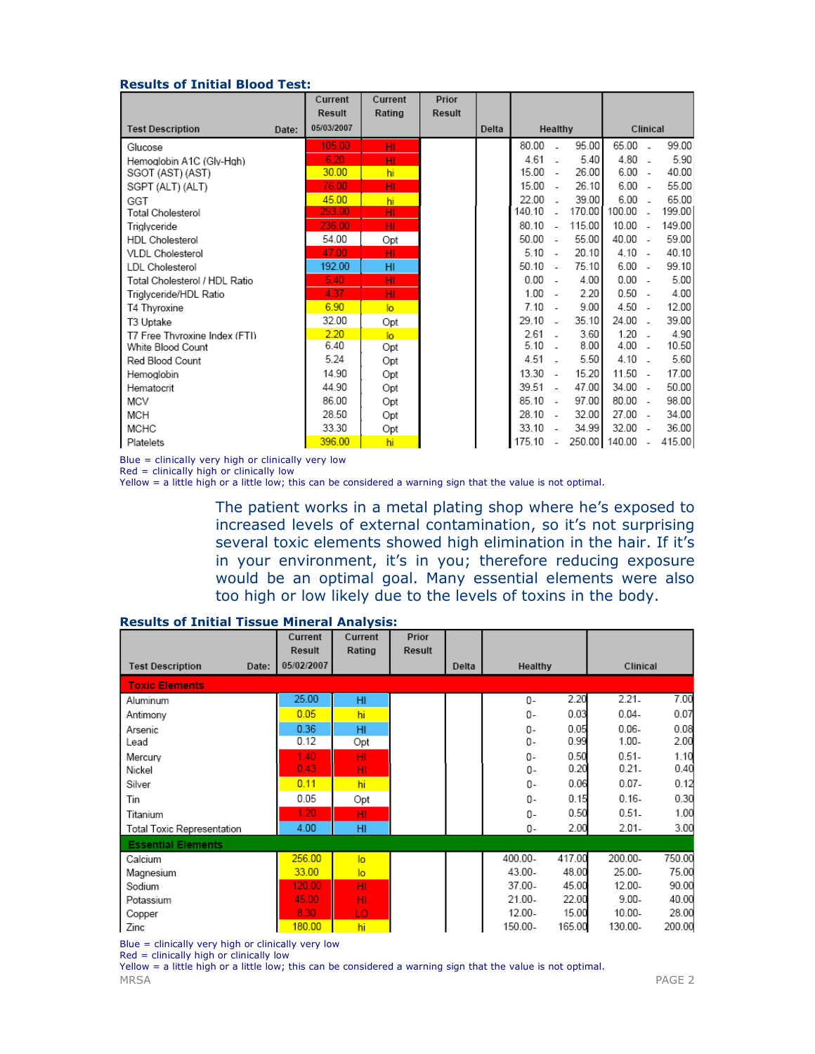### Results of Initial Blood Test:

| Test Description Date: | Current Result 05/03/2007 | Current Rating | Prior Result | Delta | Healthy | Clinical |
|---|---|---|---|---|---|---|
| Glucose | 105.00 | HI | | | 80.00 - 95.00 | 65.00 - 99.00 |
| Hemoglobin A1C (Gly-Hgb) | 6.20 | HI | | | 4.61 - 5.40 | 4.80 - 5.90 |
| SGOT (AST) (AST) | 30.00 | hi | | | 15.00 - 26.00 | 6.00 - 40.00 |
| SGPT (ALT) (ALT) | 76.00 | HI | | | 15.00 - 26.10 | 6.00 - 55.00 |
| GGT | 45.00 | hi | | | 22.00 - 39.00 | 6.00 - 65.00 |
| Total Cholesterol | 293.00 | HI | | | 140.10 - 170.00 | 100.00 - 199.00 |
| Triglyceride | 236.00 | HI | | | 80.10 - 115.00 | 10.00 - 149.00 |
| HDL Cholesterol | 54.00 | Opt | | | 50.00 - 55.00 | 40.00 - 59.00 |
| VLDL Cholesterol | 47.00 | HI | | | 5.10 - 20.10 | 4.10 - 40.10 |
| LDL Cholesterol | 192.00 | HI | | | 50.10 - 75.10 | 6.00 - 99.10 |
| Total Cholesterol / HDL Ratio | 5.40 | HI | | | 0.00 - 4.00 | 0.00 - 5.00 |
| Triglyceride/HDL Ratio | 4.37 | HI | | | 1.00 - 2.20 | 0.50 - 4.00 |
| T4 Thyroxine | 6.90 | lo | | | 7.10 - 9.00 | 4.50 - 12.00 |
| T3 Uptake | 32.00 | Opt | | | 29.10 - 35.10 | 24.00 - 39.00 |
| T7 Free Thyroxine Index (FTI) | 2.20 | lo | | | 2.61 - 3.60 | 1.20 - 4.90 |
| White Blood Count | 6.40 | Opt | | | 5.10 - 8.00 | 4.00 - 10.50 |
| Red Blood Count | 5.24 | Opt | | | 4.51 - 5.50 | 4.10 - 5.60 |
| Hemoglobin | 14.90 | Opt | | | 13.30 - 15.20 | 11.50 - 17.00 |
| Hematocrit | 44.90 | Opt | | | 39.51 - 47.00 | 34.00 - 50.00 |
| MCV | 86.00 | Opt | | | 85.10 - 97.00 | 80.00 - 98.00 |
| MCH | 28.50 | Opt | | | 28.10 - 32.00 | 27.00 - 34.00 |
| MCHC | 33.30 | Opt | | | 33.10 - 34.99 | 32.00 - 36.00 |
| Platelets | 396.00 | hi | | | 175.10 - 250.00 | 140.00 - 415.00 |

Blue = clinically very high or clinically very low
Red = clinically high or clinically low
Yellow = a little high or a little low; this can be considered a warning sign that the value is not optimal.

The patient works in a metal plating shop where he's exposed to increased levels of external contamination, so it's not surprising several toxic elements showed high elimination in the hair. If it's in your environment, it's in you; therefore reducing exposure would be an optimal goal. Many essential elements were also too high or low likely due to the levels of toxins in the body.

### Results of Initial Tissue Mineral Analysis:

| Test Description Date: | Current Result 05/02/2007 | Current Rating | Prior Result | Delta | Healthy | Clinical |
|---|---|---|---|---|---|---|
| **Toxic Elements** | | | | | | |
| Aluminum | 25.00 | HI | | | 0- 2.20 | 2.21- 7.00 |
| Antimony | 0.05 | hi | | | 0- 0.03 | 0.04- 0.07 |
| Arsenic | 0.36 | HI | | | 0- 0.05 | 0.06- 0.08 |
| Lead | 0.12 | Opt | | | 0- 0.99 | 1.00- 2.00 |
| Mercury | 1.40 | HI | | | 0- 0.50 | 0.51- 1.10 |
| Nickel | 0.43 | HI | | | 0- 0.20 | 0.21- 0.40 |
| Silver | 0.11 | hi | | | 0- 0.06 | 0.07- 0.12 |
| Tin | 0.05 | Opt | | | 0- 0.15 | 0.16- 0.30 |
| Titanium | 1.20 | HI | | | 0- 0.50 | 0.51- 1.00 |
| Total Toxic Representation | 4.00 | HI | | | 0- 2.00 | 2.01- 3.00 |
| **Essential Elements** | | | | | | |
| Calcium | 256.00 | lo | | | 400.00- 417.00 | 200.00- 750.00 |
| Magnesium | 33.00 | lo | | | 43.00- 48.00 | 25.00- 75.00 |
| Sodium | 120.00 | HI | | | 37.00- 45.00 | 12.00- 90.00 |
| Potassium | 45.00 | HI | | | 21.00- 22.00 | 9.00- 40.00 |
| Copper | 8.30 | LO | | | 12.00- 15.00 | 10.00- 28.00 |
| Zinc | 180.00 | hi | | | 150.00- 165.00 | 130.00- 200.00 |

Blue = clinically very high or clinically very low
Red = clinically high or clinically low
Yellow = a little high or a little low; this can be considered a warning sign that the value is not optimal.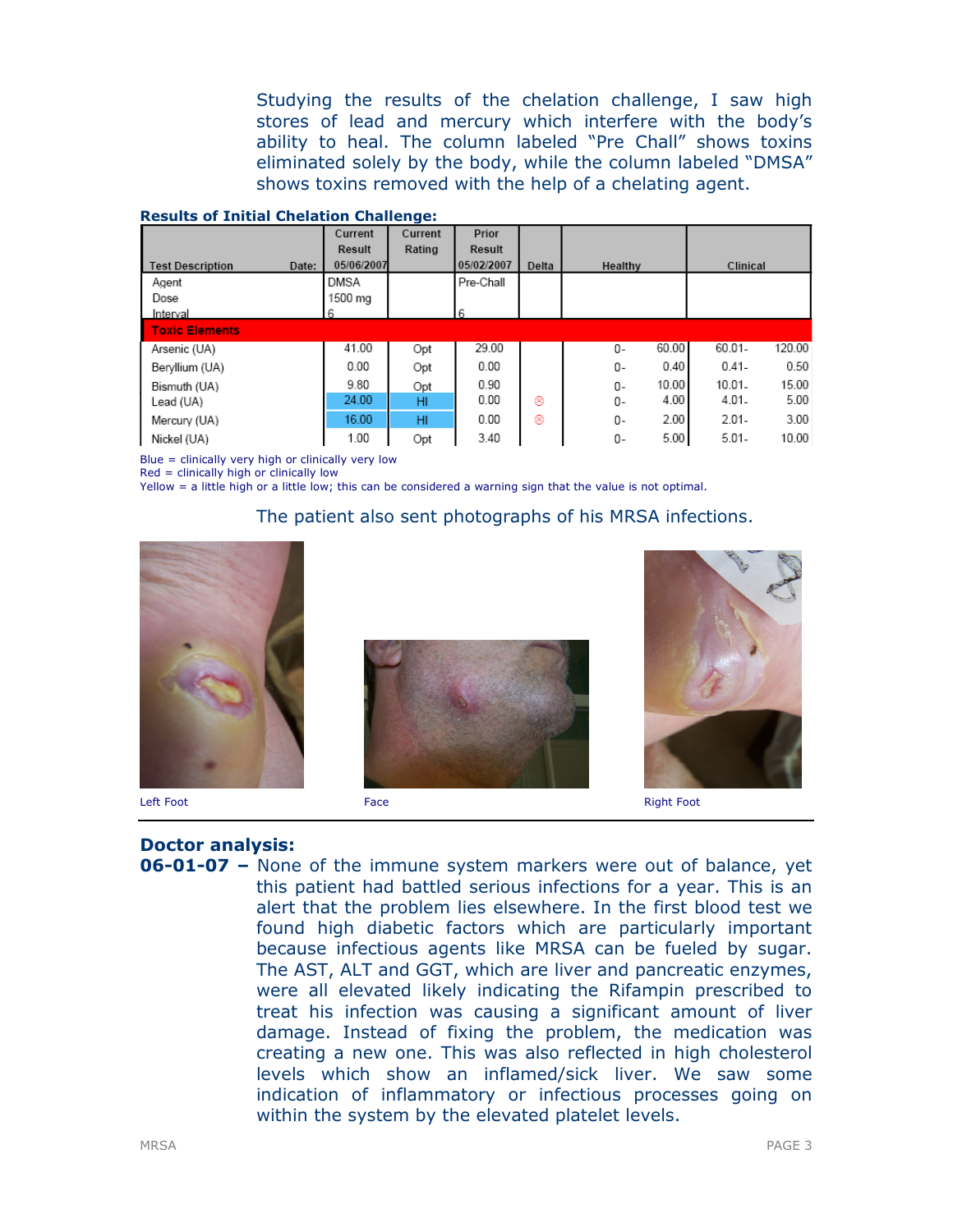Studying the results of the chelation challenge, I saw high stores of lead and mercury which interfere with the body's ability to heal. The column labeled "Pre Chall" shows toxins eliminated solely by the body, while the column labeled "DMSA" shows toxins removed with the help of a chelating agent.

**Results of Initial Chelation Challenge:**

| Test Description | Date: | Current Result 05/06/2007 | Current Rating | Prior Result 05/02/2007 | Delta | Healthy | | Clinical | |
|---|---|---|---|---|---|---|---|---|---|
| Agent | | DMSA | | Pre-Chall | | | | | |
| Dose | | 1500 mg | | | | | | | |
| Interval | | 6 | | 6 | | | | | |
| **Toxic Elements** | | | | | | | | | |
| Arsenic (UA) | | 41.00 | Opt | 29.00 | | 0- | 60.00 | 60.01- | 120.00 |
| Beryllium (UA) | | 0.00 | Opt | 0.00 | | 0- | 0.40 | 0.41- | 0.50 |
| Bismuth (UA) | | 9.80 | Opt | 0.90 | | 0- | 10.00 | 10.01- | 15.00 |
| Lead (UA) | | 24.00 | HI | 0.00 | ☹ | 0- | 4.00 | 4.01- | 5.00 |
| Mercury (UA) | | 16.00 | HI | 0.00 | ☹ | 0- | 2.00 | 2.01- | 3.00 |
| Nickel (UA) | | 1.00 | Opt | 3.40 | | 0- | 5.00 | 5.01- | 10.00 |

Blue = clinically very high or clinically very low
Red = clinically high or clinically low
Yellow = a little high or a little low; this can be considered a warning sign that the value is not optimal.

The patient also sent photographs of his MRSA infections.

Left Foot

Face

Right Foot

## Doctor analysis:

**06-01-07 –** None of the immune system markers were out of balance, yet this patient had battled serious infections for a year. This is an alert that the problem lies elsewhere. In the first blood test we found high diabetic factors which are particularly important because infectious agents like MRSA can be fueled by sugar. The AST, ALT and GGT, which are liver and pancreatic enzymes, were all elevated likely indicating the Rifampin prescribed to treat his infection was causing a significant amount of liver damage. Instead of fixing the problem, the medication was creating a new one. This was also reflected in high cholesterol levels which show an inflamed/sick liver. We saw some indication of inflammatory or infectious processes going on within the system by the elevated platelet levels.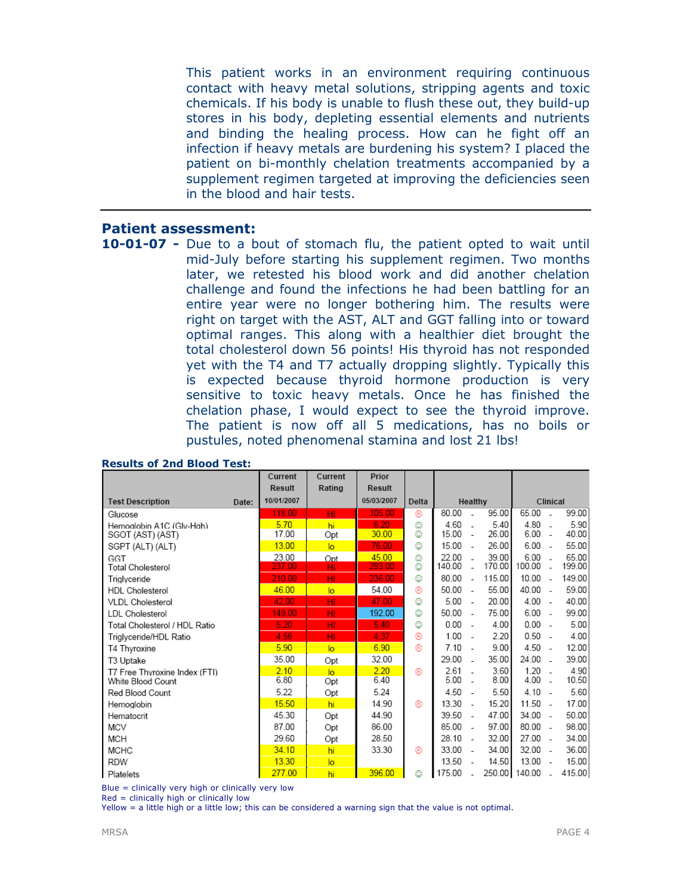This patient works in an environment requiring continuous contact with heavy metal solutions, stripping agents and toxic chemicals. If his body is unable to flush these out, they build-up stores in his body, depleting essential elements and nutrients and binding the healing process. How can he fight off an infection if heavy metals are burdening his system? I placed the patient on bi-monthly chelation treatments accompanied by a supplement regimen targeted at improving the deficiencies seen in the blood and hair tests.

---

## Patient assessment:

**10-01-07 -** Due to a bout of stomach flu, the patient opted to wait until mid-July before starting his supplement regimen. Two months later, we retested his blood work and did another chelation challenge and found the infections he had been battling for an entire year were no longer bothering him. The results were right on target with the AST, ALT and GGT falling into or toward optimal ranges. This along with a healthier diet brought the total cholesterol down 56 points! His thyroid has not responded yet with the T4 and T7 actually dropping slightly. Typically this is expected because thyroid hormone production is very sensitive to toxic heavy metals. Once he has finished the chelation phase, I would expect to see the thyroid improve. The patient is now off all 5 medications, has no boils or pustules, noted phenomenal stamina and lost 21 lbs!

**Results of 2nd Blood Test:**

| Test Description | Current Result 10/01/2007 | Current Rating | Prior Result 05/03/2007 | Delta | Healthy | Clinical |
|---|---|---|---|---|---|---|
| Glucose | 118.00 | HI | 105.00 | ☹ | 80.00 - 95.00 | 65.00 - 99.00 |
| Hemoglobin A1C (Gly-Hgb) | 5.70 | hi | 6.20 | ☺ | 4.60 - 5.40 | 4.80 - 5.90 |
| SGOT (AST) (AST) | 17.00 | Opt | 30.00 | ☺ | 15.00 - 26.00 | 6.00 - 40.00 |
| SGPT (ALT) (ALT) | 13.00 | lo | 76.00 | ☺ | 15.00 - 26.00 | 6.00 - 55.00 |
| GGT | 23.00 | Opt | 45.00 | ☺ | 22.00 - 39.00 | 6.00 - 65.00 |
| Total Cholesterol | 237.00 | HI | 293.00 | ☺ | 140.00 - 170.00 | 100.00 - 199.00 |
| Triglyceride | 210.00 | HI | 236.00 | ☺ | 80.00 - 115.00 | 10.00 - 149.00 |
| HDL Cholesterol | 46.00 | lo | 54.00 | ☹ | 50.00 - 55.00 | 40.00 - 59.00 |
| VLDL Cholesterol | 42.00 | HI | 47.00 | ☺ | 5.00 - 20.00 | 4.00 - 40.00 |
| LDL Cholesterol | 149.00 | HI | 192.00 | ☺ | 50.00 - 75.00 | 6.00 - 99.00 |
| Total Cholesterol / HDL Ratio | 5.20 | HI | 5.40 | ☺ | 0.00 - 4.00 | 0.00 - 5.00 |
| Triglyceride/HDL Ratio | 4.56 | HI | 4.37 | ☹ | 1.00 - 2.20 | 0.50 - 4.00 |
| T4 Thyroxine | 5.90 | lo | 6.90 | ☹ | 7.10 - 9.00 | 4.50 - 12.00 |
| T3 Uptake | 35.00 | Opt | 32.00 | | 29.00 - 35.00 | 24.00 - 39.00 |
| T7 Free Thyroxine Index (FTI) | 2.10 | lo | 2.20 | ☹ | 2.61 - 3.60 | 1.20 - 4.90 |
| White Blood Count | 6.80 | Opt | 6.40 | | 5.00 - 8.00 | 4.00 - 10.50 |
| Red Blood Count | 5.22 | Opt | 5.24 | | 4.50 - 5.50 | 4.10 - 5.60 |
| Hemoglobin | 15.50 | hi | 14.90 | ☹ | 13.30 - 15.20 | 11.50 - 17.00 |
| Hematocrit | 45.30 | Opt | 44.90 | | 39.50 - 47.00 | 34.00 - 50.00 |
| MCV | 87.00 | Opt | 86.00 | | 85.00 - 97.00 | 80.00 - 98.00 |
| MCH | 29.60 | Opt | 28.50 | | 28.10 - 32.00 | 27.00 - 34.00 |
| MCHC | 34.10 | hi | 33.30 | ☹ | 33.00 - 34.00 | 32.00 - 36.00 |
| RDW | 13.30 | lo | | | 13.50 - 14.50 | 13.00 - 15.00 |
| Platelets | 277.00 | hi | 396.00 | ☺ | 175.00 - 250.00 | 140.00 - 415.00 |

Blue = clinically very high or clinically very low
Red = clinically high or clinically low
Yellow = a little high or a little low; this can be considered a warning sign that the value is not optimal.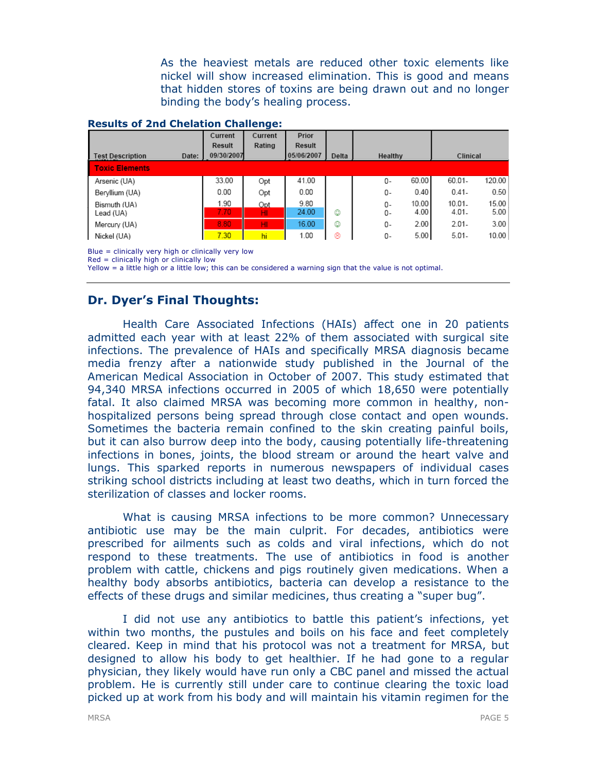As the heaviest metals are reduced other toxic elements like nickel will show increased elimination. This is good and means that hidden stores of toxins are being drawn out and no longer binding the body's healing process.

**Results of 2nd Chelation Challenge:**

| Test Description | Current Result 09/30/2007 | Current Rating | Prior Result 05/06/2007 | Delta | Healthy | | Clinical | |
|---|---|---|---|---|---|---|---|---|
| **Toxic Elements** | | | | | | | | |
| Arsenic (UA) | 33.00 | Opt | 41.00 | | 0- | 60.00 | 60.01- | 120.00 |
| Beryllium (UA) | 0.00 | Opt | 0.00 | | 0- | 0.40 | 0.41- | 0.50 |
| Bismuth (UA) | 1.90 | Opt | 9.80 | | 0- | 10.00 | 10.01- | 15.00 |
| Lead (UA) | 7.70 | HI | 24.00 | ☺ | 0- | 4.00 | 4.01- | 5.00 |
| Mercury (UA) | 8.80 | HI | 16.00 | ☺ | 0- | 2.00 | 2.01- | 3.00 |
| Nickel (UA) | 7.30 | hi | 1.00 | ☹ | 0- | 5.00 | 5.01- | 10.00 |

Blue = clinically very high or clinically very low
Red = clinically high or clinically low
Yellow = a little high or a little low; this can be considered a warning sign that the value is not optimal.

## Dr. Dyer's Final Thoughts:

Health Care Associated Infections (HAIs) affect one in 20 patients admitted each year with at least 22% of them associated with surgical site infections. The prevalence of HAIs and specifically MRSA diagnosis became media frenzy after a nationwide study published in the Journal of the American Medical Association in October of 2007. This study estimated that 94,340 MRSA infections occurred in 2005 of which 18,650 were potentially fatal. It also claimed MRSA was becoming more common in healthy, non-hospitalized persons being spread through close contact and open wounds. Sometimes the bacteria remain confined to the skin creating painful boils, but it can also burrow deep into the body, causing potentially life-threatening infections in bones, joints, the blood stream or around the heart valve and lungs. This sparked reports in numerous newspapers of individual cases striking school districts including at least two deaths, which in turn forced the sterilization of classes and locker rooms.

What is causing MRSA infections to be more common? Unnecessary antibiotic use may be the main culprit. For decades, antibiotics were prescribed for ailments such as colds and viral infections, which do not respond to these treatments. The use of antibiotics in food is another problem with cattle, chickens and pigs routinely given medications. When a healthy body absorbs antibiotics, bacteria can develop a resistance to the effects of these drugs and similar medicines, thus creating a "super bug".

I did not use any antibiotics to battle this patient's infections, yet within two months, the pustules and boils on his face and feet completely cleared. Keep in mind that his protocol was not a treatment for MRSA, but designed to allow his body to get healthier. If he had gone to a regular physician, they likely would have run only a CBC panel and missed the actual problem. He is currently still under care to continue clearing the toxic load picked up at work from his body and will maintain his vitamin regimen for the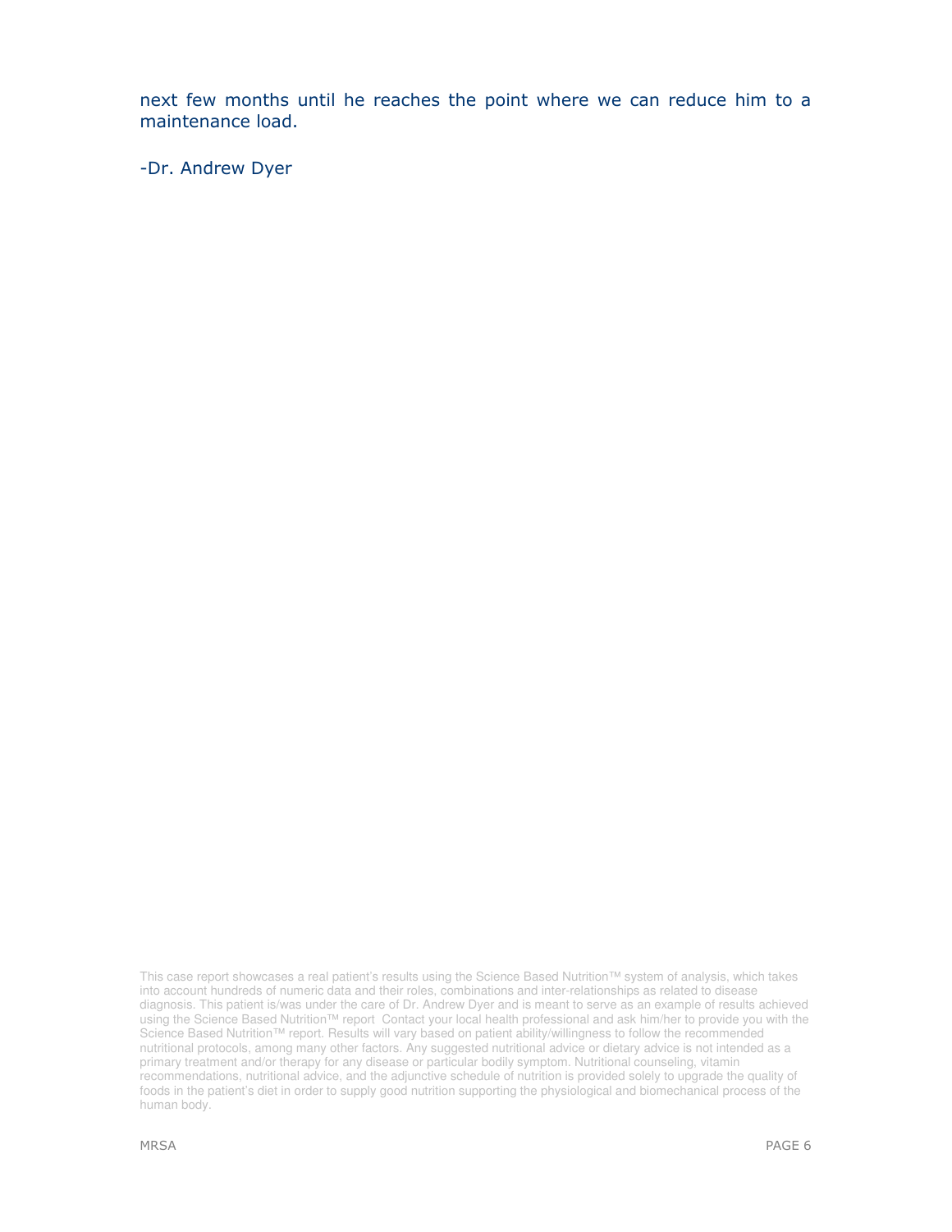next few months until he reaches the point where we can reduce him to a maintenance load.

-Dr. Andrew Dyer

This case report showcases a real patient's results using the Science Based Nutrition™ system of analysis, which takes into account hundreds of numeric data and their roles, combinations and inter-relationships as related to disease diagnosis. This patient is/was under the care of Dr. Andrew Dyer and is meant to serve as an example of results achieved using the Science Based Nutrition™ report Contact your local health professional and ask him/her to provide you with the Science Based Nutrition™ report. Results will vary based on patient ability/willingness to follow the recommended nutritional protocols, among many other factors. Any suggested nutritional advice or dietary advice is not intended as a primary treatment and/or therapy for any disease or particular bodily symptom. Nutritional counseling, vitamin recommendations, nutritional advice, and the adjunctive schedule of nutrition is provided solely to upgrade the quality of foods in the patient's diet in order to supply good nutrition supporting the physiological and biomechanical process of the human body.